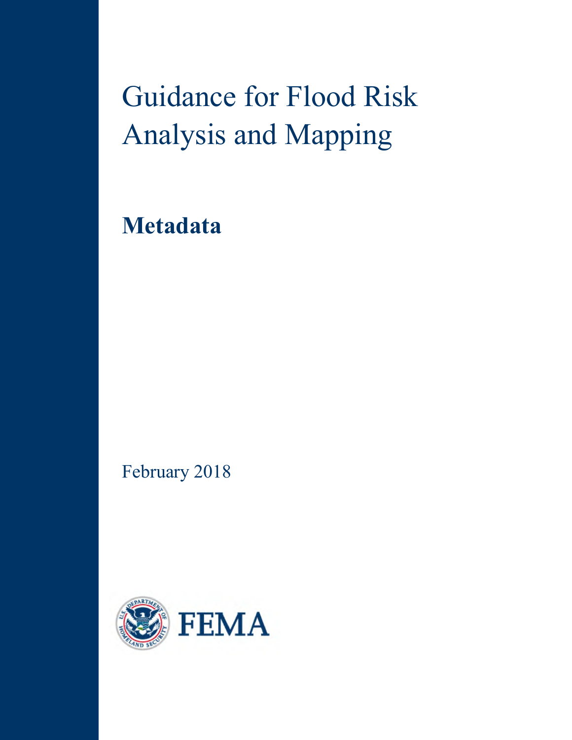# Guidance for Flood Risk Analysis and Mapping

## Metadata

February 2018

FEMA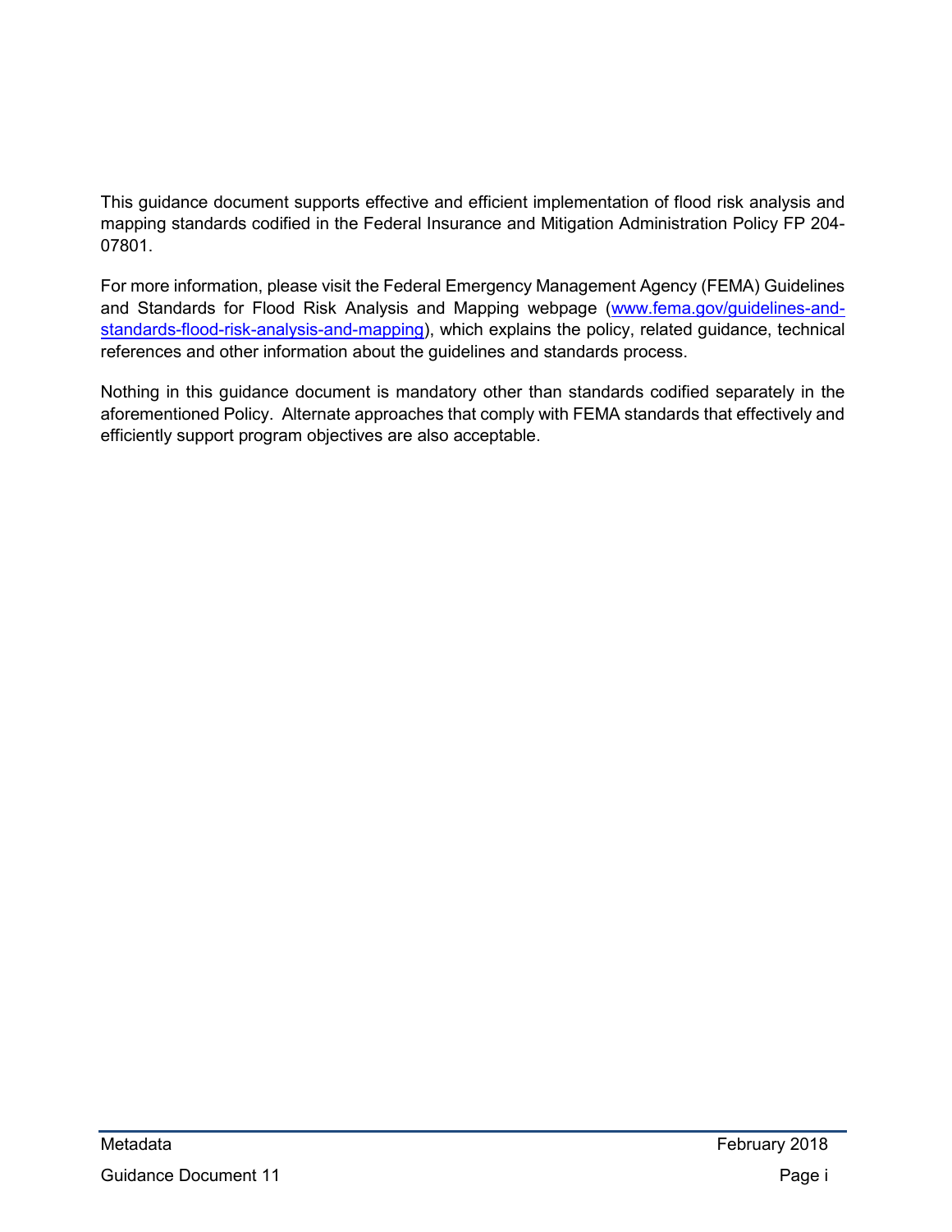This guidance document supports effective and efficient implementation of flood risk analysis and mapping standards codified in the Federal Insurance and Mitigation Administration Policy FP 204-07801.

For more information, please visit the Federal Emergency Management Agency (FEMA) Guidelines and Standards for Flood Risk Analysis and Mapping webpage ([www.fema.gov/guidelines-and-standards-flood-risk-analysis-and-mapping](www.fema.gov/guidelines-and-standards-flood-risk-analysis-and-mapping)), which explains the policy, related guidance, technical references and other information about the guidelines and standards process.

Nothing in this guidance document is mandatory other than standards codified separately in the aforementioned Policy. Alternate approaches that comply with FEMA standards that effectively and efficiently support program objectives are also acceptable.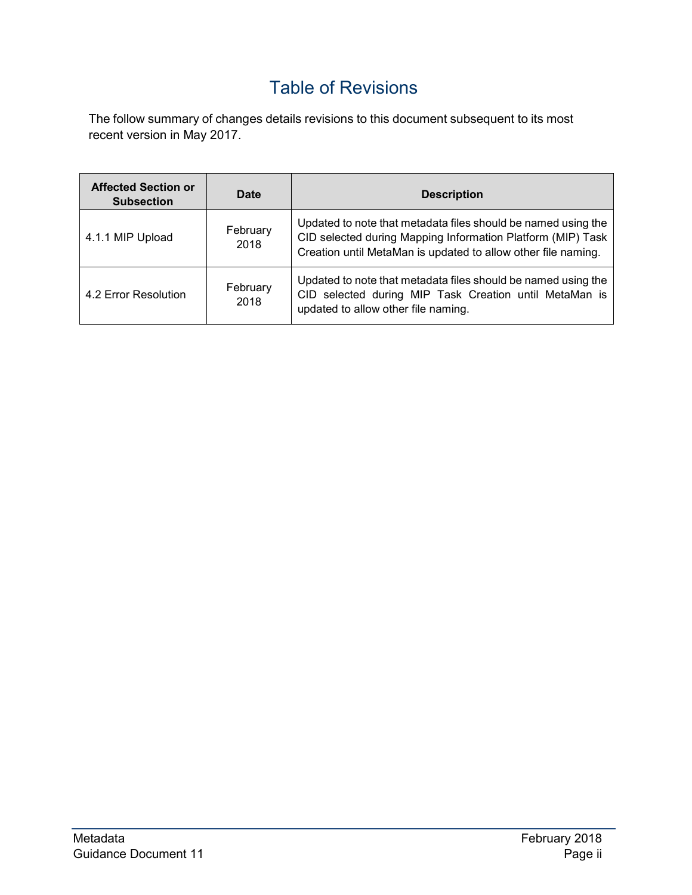# Table of Revisions

The follow summary of changes details revisions to this document subsequent to its most recent version in May 2017.

| Affected Section or Subsection | Date | Description |
|---|---|---|
| 4.1.1 MIP Upload | February 2018 | Updated to note that metadata files should be named using the CID selected during Mapping Information Platform (MIP) Task Creation until MetaMan is updated to allow other file naming. |
| 4.2 Error Resolution | February 2018 | Updated to note that metadata files should be named using the CID selected during MIP Task Creation until MetaMan is updated to allow other file naming. |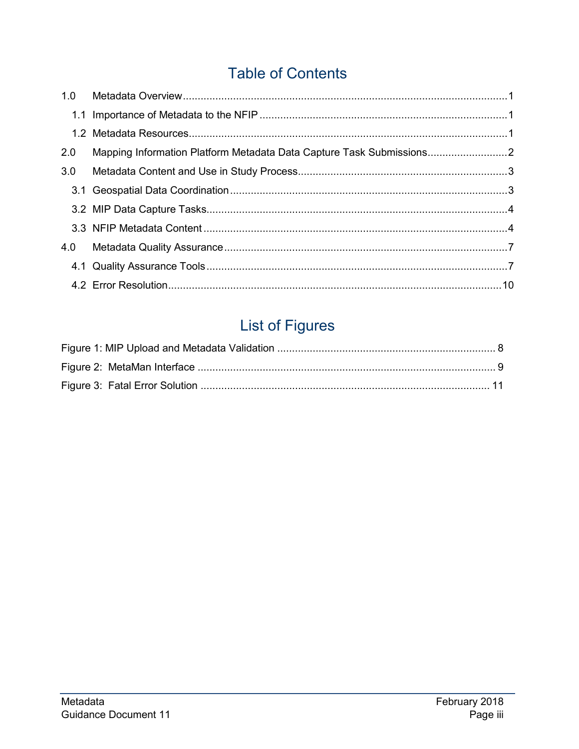# Table of Contents

1.0 Metadata Overview ..... 1

1.1 Importance of Metadata to the NFIP ..... 1

1.2 Metadata Resources ..... 1

2.0 Mapping Information Platform Metadata Data Capture Task Submissions ..... 2

3.0 Metadata Content and Use in Study Process ..... 3

3.1 Geospatial Data Coordination ..... 3

3.2 MIP Data Capture Tasks ..... 4

3.3 NFIP Metadata Content ..... 4

4.0 Metadata Quality Assurance ..... 7

4.1 Quality Assurance Tools ..... 7

4.2 Error Resolution ..... 10

# List of Figures

Figure 1: MIP Upload and Metadata Validation ..... 8

Figure 2: MetaMan Interface ..... 9

Figure 3: Fatal Error Solution ..... 11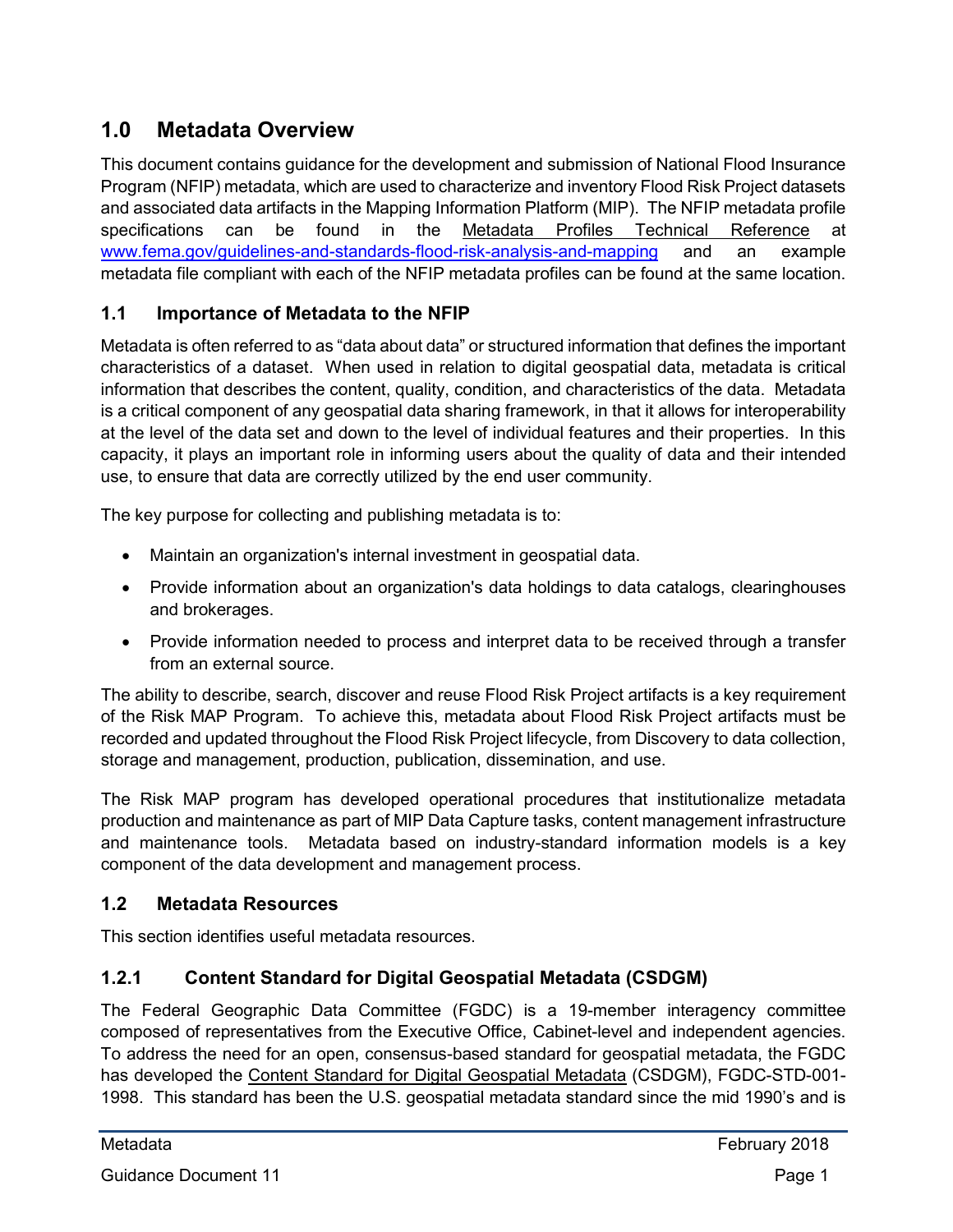## 1.0 Metadata Overview

This document contains guidance for the development and submission of National Flood Insurance Program (NFIP) metadata, which are used to characterize and inventory Flood Risk Project datasets and associated data artifacts in the Mapping Information Platform (MIP). The NFIP metadata profile specifications can be found in the Metadata Profiles Technical Reference at www.fema.gov/guidelines-and-standards-flood-risk-analysis-and-mapping and an example metadata file compliant with each of the NFIP metadata profiles can be found at the same location.

### 1.1 Importance of Metadata to the NFIP

Metadata is often referred to as "data about data" or structured information that defines the important characteristics of a dataset. When used in relation to digital geospatial data, metadata is critical information that describes the content, quality, condition, and characteristics of the data. Metadata is a critical component of any geospatial data sharing framework, in that it allows for interoperability at the level of the data set and down to the level of individual features and their properties. In this capacity, it plays an important role in informing users about the quality of data and their intended use, to ensure that data are correctly utilized by the end user community.

The key purpose for collecting and publishing metadata is to:

- Maintain an organization's internal investment in geospatial data.
- Provide information about an organization's data holdings to data catalogs, clearinghouses and brokerages.
- Provide information needed to process and interpret data to be received through a transfer from an external source.

The ability to describe, search, discover and reuse Flood Risk Project artifacts is a key requirement of the Risk MAP Program. To achieve this, metadata about Flood Risk Project artifacts must be recorded and updated throughout the Flood Risk Project lifecycle, from Discovery to data collection, storage and management, production, publication, dissemination, and use.

The Risk MAP program has developed operational procedures that institutionalize metadata production and maintenance as part of MIP Data Capture tasks, content management infrastructure and maintenance tools. Metadata based on industry-standard information models is a key component of the data development and management process.

### 1.2 Metadata Resources

This section identifies useful metadata resources.

#### 1.2.1 Content Standard for Digital Geospatial Metadata (CSDGM)

The Federal Geographic Data Committee (FGDC) is a 19-member interagency committee composed of representatives from the Executive Office, Cabinet-level and independent agencies. To address the need for an open, consensus-based standard for geospatial metadata, the FGDC has developed the Content Standard for Digital Geospatial Metadata (CSDGM), FGDC-STD-001-1998. This standard has been the U.S. geospatial metadata standard since the mid 1990's and is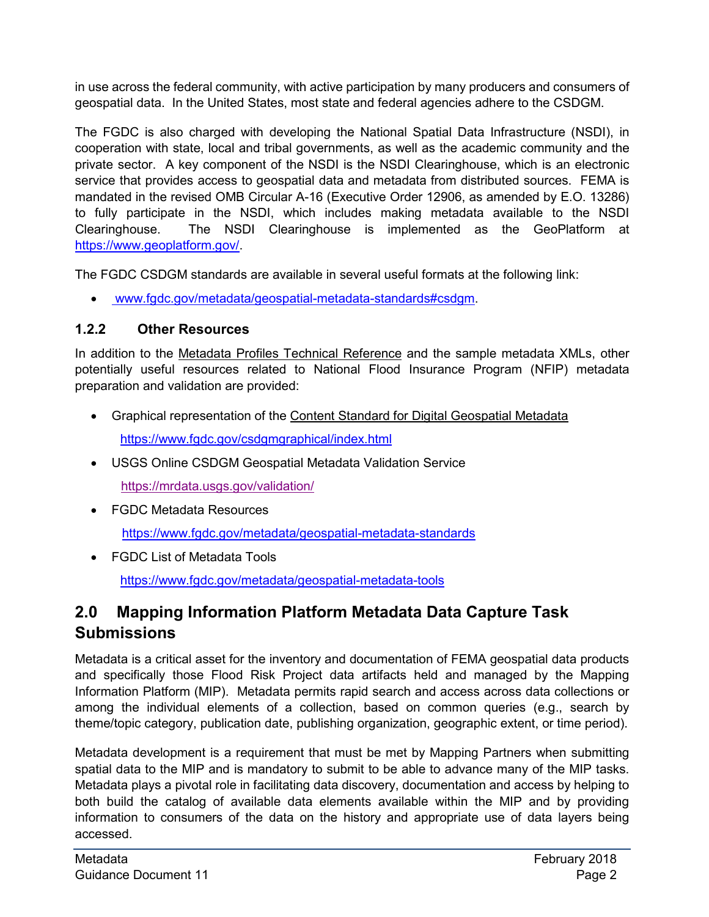in use across the federal community, with active participation by many producers and consumers of geospatial data. In the United States, most state and federal agencies adhere to the CSDGM.

The FGDC is also charged with developing the National Spatial Data Infrastructure (NSDI), in cooperation with state, local and tribal governments, as well as the academic community and the private sector. A key component of the NSDI is the NSDI Clearinghouse, which is an electronic service that provides access to geospatial data and metadata from distributed sources. FEMA is mandated in the revised OMB Circular A-16 (Executive Order 12906, as amended by E.O. 13286) to fully participate in the NSDI, which includes making metadata available to the NSDI Clearinghouse. The NSDI Clearinghouse is implemented as the GeoPlatform at https://www.geoplatform.gov/.

The FGDC CSDGM standards are available in several useful formats at the following link:

- www.fgdc.gov/metadata/geospatial-metadata-standards#csdgm.

### 1.2.2 Other Resources

In addition to the Metadata Profiles Technical Reference and the sample metadata XMLs, other potentially useful resources related to National Flood Insurance Program (NFIP) metadata preparation and validation are provided:

- Graphical representation of the Content Standard for Digital Geospatial Metadata
  https://www.fgdc.gov/csdgmgraphical/index.html
- USGS Online CSDGM Geospatial Metadata Validation Service
  https://mrdata.usgs.gov/validation/
- FGDC Metadata Resources
  https://www.fgdc.gov/metadata/geospatial-metadata-standards
- FGDC List of Metadata Tools
  https://www.fgdc.gov/metadata/geospatial-metadata-tools

## 2.0 Mapping Information Platform Metadata Data Capture Task Submissions

Metadata is a critical asset for the inventory and documentation of FEMA geospatial data products and specifically those Flood Risk Project data artifacts held and managed by the Mapping Information Platform (MIP). Metadata permits rapid search and access across data collections or among the individual elements of a collection, based on common queries (e.g., search by theme/topic category, publication date, publishing organization, geographic extent, or time period).

Metadata development is a requirement that must be met by Mapping Partners when submitting spatial data to the MIP and is mandatory to submit to be able to advance many of the MIP tasks. Metadata plays a pivotal role in facilitating data discovery, documentation and access by helping to both build the catalog of available data elements available within the MIP and by providing information to consumers of the data on the history and appropriate use of data layers being accessed.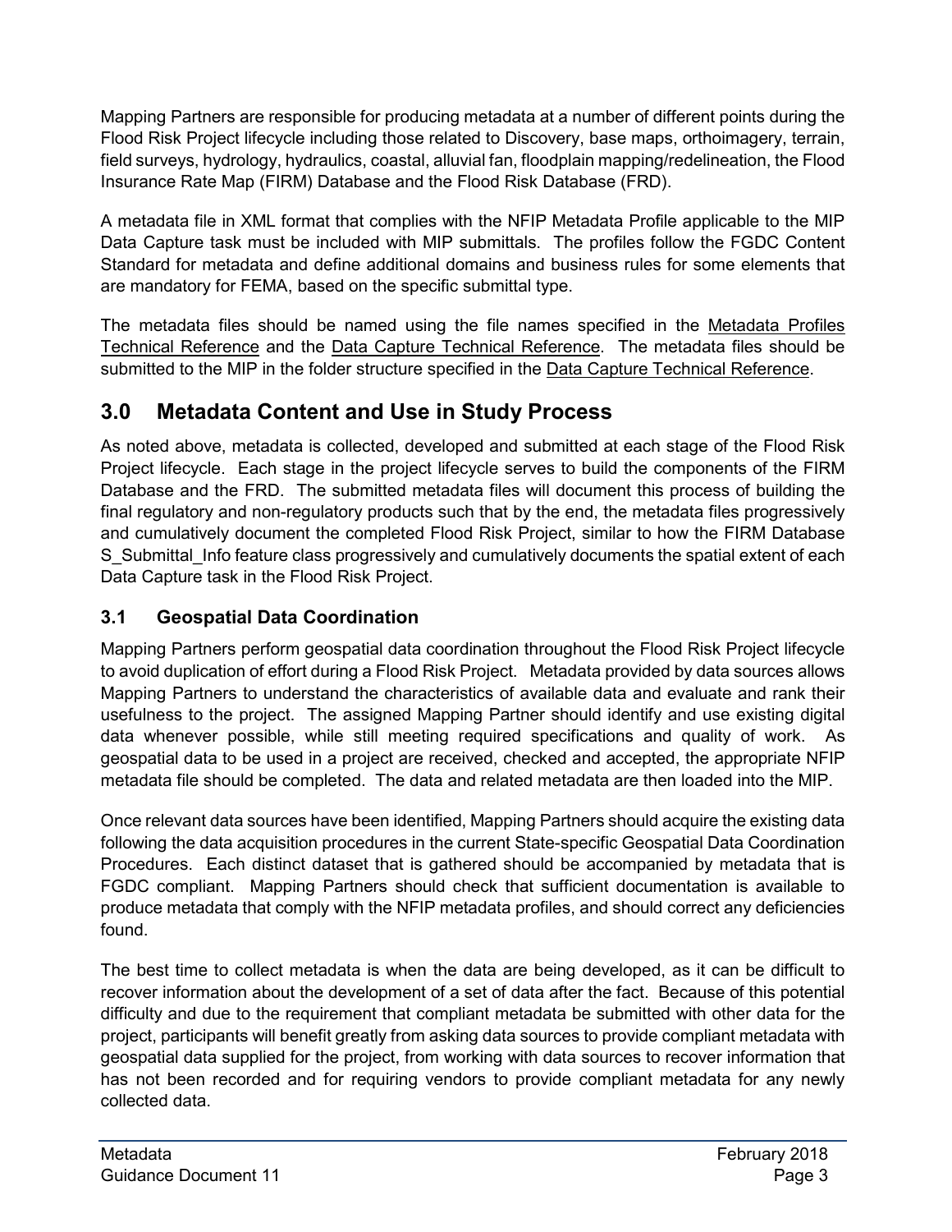Mapping Partners are responsible for producing metadata at a number of different points during the Flood Risk Project lifecycle including those related to Discovery, base maps, orthoimagery, terrain, field surveys, hydrology, hydraulics, coastal, alluvial fan, floodplain mapping/redelineation, the Flood Insurance Rate Map (FIRM) Database and the Flood Risk Database (FRD).

A metadata file in XML format that complies with the NFIP Metadata Profile applicable to the MIP Data Capture task must be included with MIP submittals. The profiles follow the FGDC Content Standard for metadata and define additional domains and business rules for some elements that are mandatory for FEMA, based on the specific submittal type.

The metadata files should be named using the file names specified in the Metadata Profiles Technical Reference and the Data Capture Technical Reference. The metadata files should be submitted to the MIP in the folder structure specified in the Data Capture Technical Reference.

## 3.0 Metadata Content and Use in Study Process

As noted above, metadata is collected, developed and submitted at each stage of the Flood Risk Project lifecycle. Each stage in the project lifecycle serves to build the components of the FIRM Database and the FRD. The submitted metadata files will document this process of building the final regulatory and non-regulatory products such that by the end, the metadata files progressively and cumulatively document the completed Flood Risk Project, similar to how the FIRM Database S_Submittal_Info feature class progressively and cumulatively documents the spatial extent of each Data Capture task in the Flood Risk Project.

### 3.1 Geospatial Data Coordination

Mapping Partners perform geospatial data coordination throughout the Flood Risk Project lifecycle to avoid duplication of effort during a Flood Risk Project. Metadata provided by data sources allows Mapping Partners to understand the characteristics of available data and evaluate and rank their usefulness to the project. The assigned Mapping Partner should identify and use existing digital data whenever possible, while still meeting required specifications and quality of work. As geospatial data to be used in a project are received, checked and accepted, the appropriate NFIP metadata file should be completed. The data and related metadata are then loaded into the MIP.

Once relevant data sources have been identified, Mapping Partners should acquire the existing data following the data acquisition procedures in the current State-specific Geospatial Data Coordination Procedures. Each distinct dataset that is gathered should be accompanied by metadata that is FGDC compliant. Mapping Partners should check that sufficient documentation is available to produce metadata that comply with the NFIP metadata profiles, and should correct any deficiencies found.

The best time to collect metadata is when the data are being developed, as it can be difficult to recover information about the development of a set of data after the fact. Because of this potential difficulty and due to the requirement that compliant metadata be submitted with other data for the project, participants will benefit greatly from asking data sources to provide compliant metadata with geospatial data supplied for the project, from working with data sources to recover information that has not been recorded and for requiring vendors to provide compliant metadata for any newly collected data.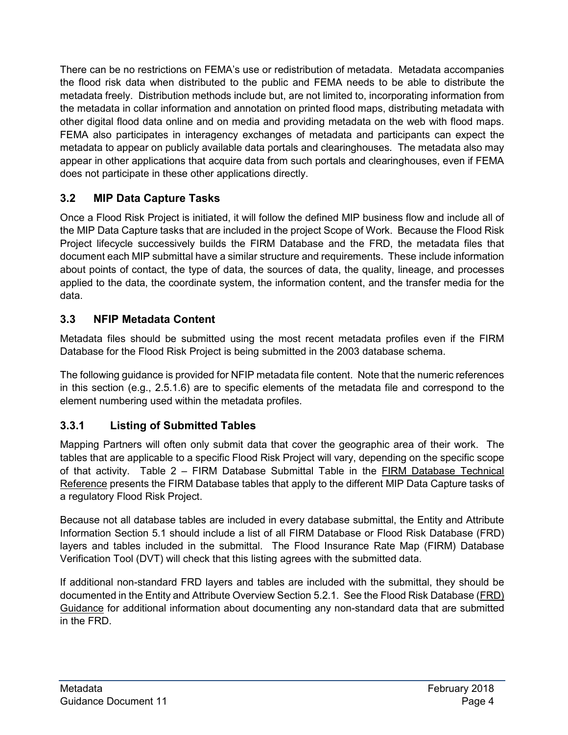There can be no restrictions on FEMA's use or redistribution of metadata. Metadata accompanies the flood risk data when distributed to the public and FEMA needs to be able to distribute the metadata freely. Distribution methods include but, are not limited to, incorporating information from the metadata in collar information and annotation on printed flood maps, distributing metadata with other digital flood data online and on media and providing metadata on the web with flood maps. FEMA also participates in interagency exchanges of metadata and participants can expect the metadata to appear on publicly available data portals and clearinghouses. The metadata also may appear in other applications that acquire data from such portals and clearinghouses, even if FEMA does not participate in these other applications directly.

## 3.2 MIP Data Capture Tasks

Once a Flood Risk Project is initiated, it will follow the defined MIP business flow and include all of the MIP Data Capture tasks that are included in the project Scope of Work. Because the Flood Risk Project lifecycle successively builds the FIRM Database and the FRD, the metadata files that document each MIP submittal have a similar structure and requirements. These include information about points of contact, the type of data, the sources of data, the quality, lineage, and processes applied to the data, the coordinate system, the information content, and the transfer media for the data.

## 3.3 NFIP Metadata Content

Metadata files should be submitted using the most recent metadata profiles even if the FIRM Database for the Flood Risk Project is being submitted in the 2003 database schema.

The following guidance is provided for NFIP metadata file content. Note that the numeric references in this section (e.g., 2.5.1.6) are to specific elements of the metadata file and correspond to the element numbering used within the metadata profiles.

### 3.3.1 Listing of Submitted Tables

Mapping Partners will often only submit data that cover the geographic area of their work. The tables that are applicable to a specific Flood Risk Project will vary, depending on the specific scope of that activity. Table 2 – FIRM Database Submittal Table in the FIRM Database Technical Reference presents the FIRM Database tables that apply to the different MIP Data Capture tasks of a regulatory Flood Risk Project.

Because not all database tables are included in every database submittal, the Entity and Attribute Information Section 5.1 should include a list of all FIRM Database or Flood Risk Database (FRD) layers and tables included in the submittal. The Flood Insurance Rate Map (FIRM) Database Verification Tool (DVT) will check that this listing agrees with the submitted data.

If additional non-standard FRD layers and tables are included with the submittal, they should be documented in the Entity and Attribute Overview Section 5.2.1. See the Flood Risk Database (FRD) Guidance for additional information about documenting any non-standard data that are submitted in the FRD.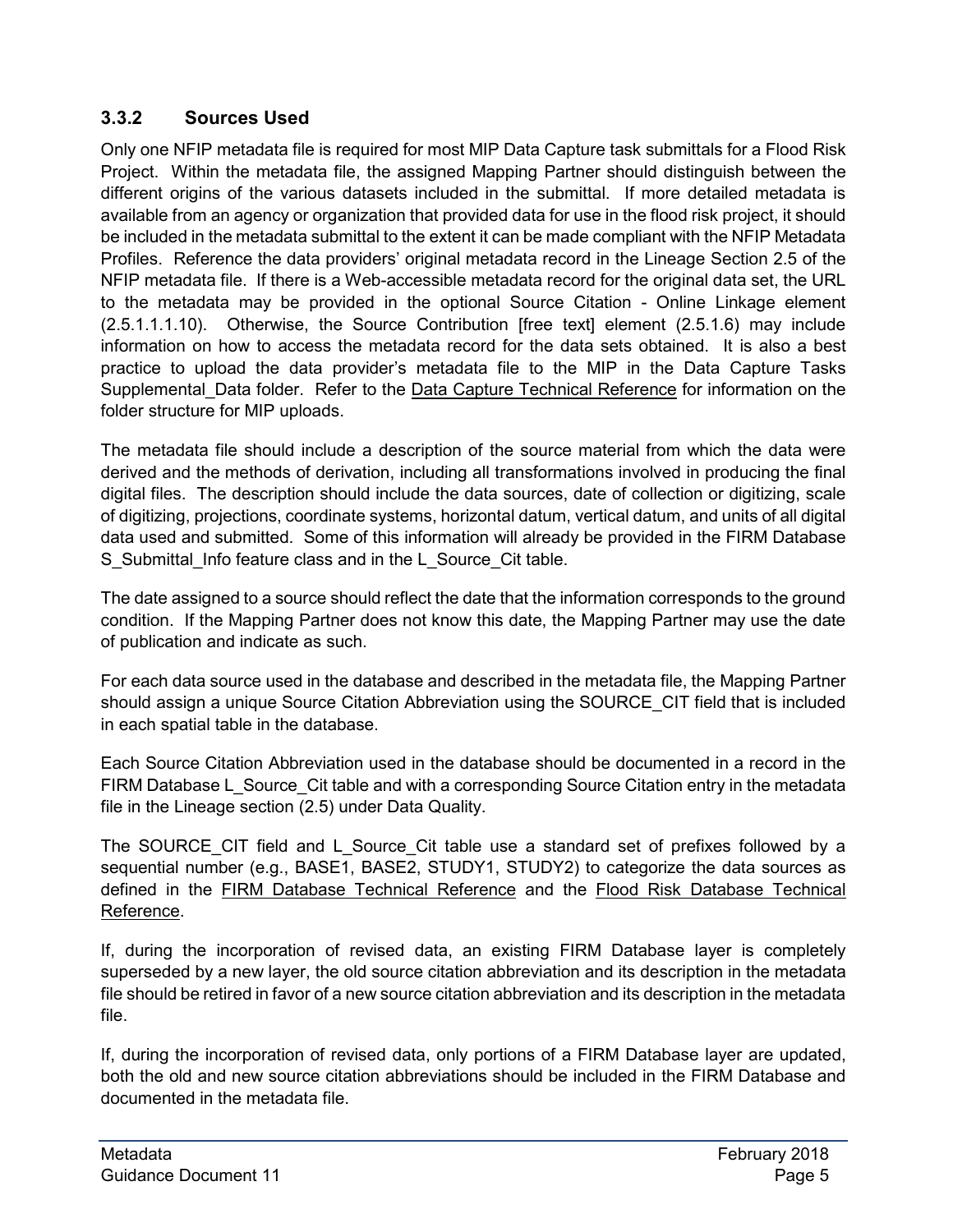### 3.3.2 Sources Used

Only one NFIP metadata file is required for most MIP Data Capture task submittals for a Flood Risk Project. Within the metadata file, the assigned Mapping Partner should distinguish between the different origins of the various datasets included in the submittal. If more detailed metadata is available from an agency or organization that provided data for use in the flood risk project, it should be included in the metadata submittal to the extent it can be made compliant with the NFIP Metadata Profiles. Reference the data providers' original metadata record in the Lineage Section 2.5 of the NFIP metadata file. If there is a Web-accessible metadata record for the original data set, the URL to the metadata may be provided in the optional Source Citation - Online Linkage element (2.5.1.1.1.10). Otherwise, the Source Contribution [free text] element (2.5.1.6) may include information on how to access the metadata record for the data sets obtained. It is also a best practice to upload the data provider's metadata file to the MIP in the Data Capture Tasks Supplemental_Data folder. Refer to the Data Capture Technical Reference for information on the folder structure for MIP uploads.

The metadata file should include a description of the source material from which the data were derived and the methods of derivation, including all transformations involved in producing the final digital files. The description should include the data sources, date of collection or digitizing, scale of digitizing, projections, coordinate systems, horizontal datum, vertical datum, and units of all digital data used and submitted. Some of this information will already be provided in the FIRM Database S_Submittal_Info feature class and in the L_Source_Cit table.

The date assigned to a source should reflect the date that the information corresponds to the ground condition. If the Mapping Partner does not know this date, the Mapping Partner may use the date of publication and indicate as such.

For each data source used in the database and described in the metadata file, the Mapping Partner should assign a unique Source Citation Abbreviation using the SOURCE_CIT field that is included in each spatial table in the database.

Each Source Citation Abbreviation used in the database should be documented in a record in the FIRM Database L_Source_Cit table and with a corresponding Source Citation entry in the metadata file in the Lineage section (2.5) under Data Quality.

The SOURCE_CIT field and L_Source_Cit table use a standard set of prefixes followed by a sequential number (e.g., BASE1, BASE2, STUDY1, STUDY2) to categorize the data sources as defined in the FIRM Database Technical Reference and the Flood Risk Database Technical Reference.

If, during the incorporation of revised data, an existing FIRM Database layer is completely superseded by a new layer, the old source citation abbreviation and its description in the metadata file should be retired in favor of a new source citation abbreviation and its description in the metadata file.

If, during the incorporation of revised data, only portions of a FIRM Database layer are updated, both the old and new source citation abbreviations should be included in the FIRM Database and documented in the metadata file.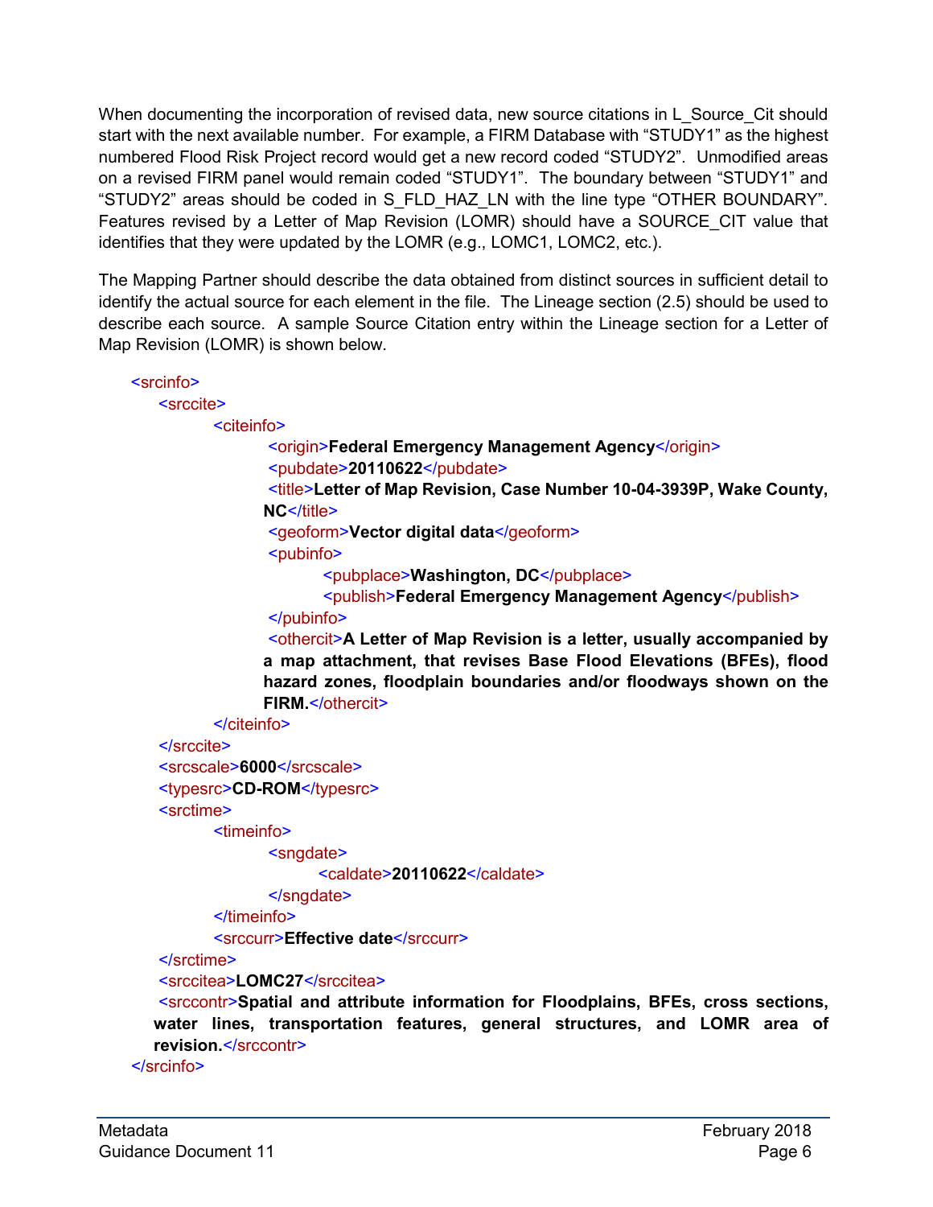When documenting the incorporation of revised data, new source citations in L_Source_Cit should start with the next available number. For example, a FIRM Database with "STUDY1" as the highest numbered Flood Risk Project record would get a new record coded "STUDY2". Unmodified areas on a revised FIRM panel would remain coded "STUDY1". The boundary between "STUDY1" and "STUDY2" areas should be coded in S_FLD_HAZ_LN with the line type "OTHER BOUNDARY". Features revised by a Letter of Map Revision (LOMR) should have a SOURCE_CIT value that identifies that they were updated by the LOMR (e.g., LOMC1, LOMC2, etc.).

The Mapping Partner should describe the data obtained from distinct sources in sufficient detail to identify the actual source for each element in the file. The Lineage section (2.5) should be used to describe each source. A sample Source Citation entry within the Lineage section for a Letter of Map Revision (LOMR) is shown below.

```
<srcinfo>
    <srccite>
        <citeinfo>
            <origin>Federal Emergency Management Agency</origin>
            <pubdate>20110622</pubdate>
            <title>Letter of Map Revision, Case Number 10-04-3939P, Wake County, NC</title>
            <geoform>Vector digital data</geoform>
            <pubinfo>
                <pubplace>Washington, DC</pubplace>
                <publish>Federal Emergency Management Agency</publish>
            </pubinfo>
            <othercit>A Letter of Map Revision is a letter, usually accompanied by a map attachment, that revises Base Flood Elevations (BFEs), flood hazard zones, floodplain boundaries and/or floodways shown on the FIRM.</othercit>
        </citeinfo>
    </srccite>
    <srcscale>6000</srcscale>
    <typesrc>CD-ROM</typesrc>
    <srctime>
        <timeinfo>
            <sngdate>
                <caldate>20110622</caldate>
            </sngdate>
        </timeinfo>
        <srccurr>Effective date</srccurr>
    </srctime>
    <srccitea>LOMC27</srccitea>
    <srccontr>Spatial and attribute information for Floodplains, BFEs, cross sections, water lines, transportation features, general structures, and LOMR area of revision.</srccontr>
</srcinfo>
```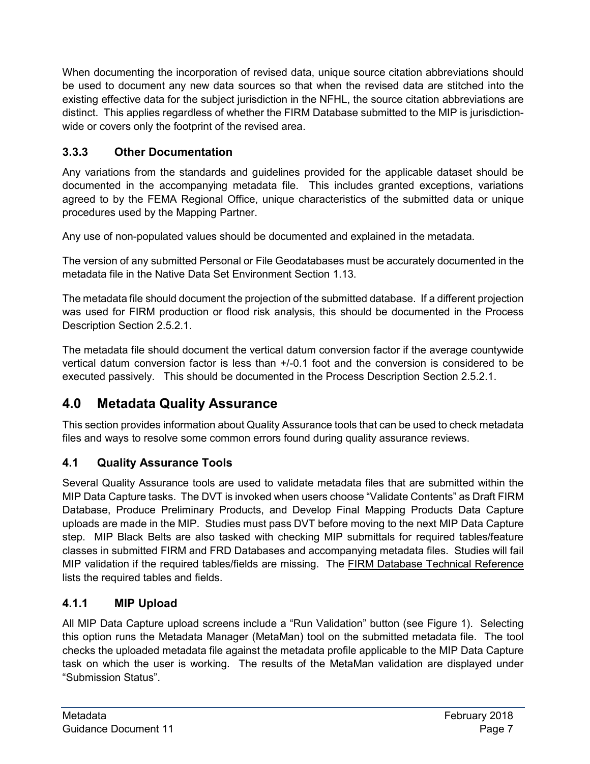When documenting the incorporation of revised data, unique source citation abbreviations should be used to document any new data sources so that when the revised data are stitched into the existing effective data for the subject jurisdiction in the NFHL, the source citation abbreviations are distinct. This applies regardless of whether the FIRM Database submitted to the MIP is jurisdiction-wide or covers only the footprint of the revised area.

### 3.3.3 Other Documentation

Any variations from the standards and guidelines provided for the applicable dataset should be documented in the accompanying metadata file. This includes granted exceptions, variations agreed to by the FEMA Regional Office, unique characteristics of the submitted data or unique procedures used by the Mapping Partner.

Any use of non-populated values should be documented and explained in the metadata.

The version of any submitted Personal or File Geodatabases must be accurately documented in the metadata file in the Native Data Set Environment Section 1.13.

The metadata file should document the projection of the submitted database. If a different projection was used for FIRM production or flood risk analysis, this should be documented in the Process Description Section 2.5.2.1.

The metadata file should document the vertical datum conversion factor if the average countywide vertical datum conversion factor is less than +/-0.1 foot and the conversion is considered to be executed passively. This should be documented in the Process Description Section 2.5.2.1.

# 4.0 Metadata Quality Assurance

This section provides information about Quality Assurance tools that can be used to check metadata files and ways to resolve some common errors found during quality assurance reviews.

## 4.1 Quality Assurance Tools

Several Quality Assurance tools are used to validate metadata files that are submitted within the MIP Data Capture tasks. The DVT is invoked when users choose "Validate Contents" as Draft FIRM Database, Produce Preliminary Products, and Develop Final Mapping Products Data Capture uploads are made in the MIP. Studies must pass DVT before moving to the next MIP Data Capture step. MIP Black Belts are also tasked with checking MIP submittals for required tables/feature classes in submitted FIRM and FRD Databases and accompanying metadata files. Studies will fail MIP validation if the required tables/fields are missing. The FIRM Database Technical Reference lists the required tables and fields.

### 4.1.1 MIP Upload

All MIP Data Capture upload screens include a "Run Validation" button (see Figure 1). Selecting this option runs the Metadata Manager (MetaMan) tool on the submitted metadata file. The tool checks the uploaded metadata file against the metadata profile applicable to the MIP Data Capture task on which the user is working. The results of the MetaMan validation are displayed under "Submission Status".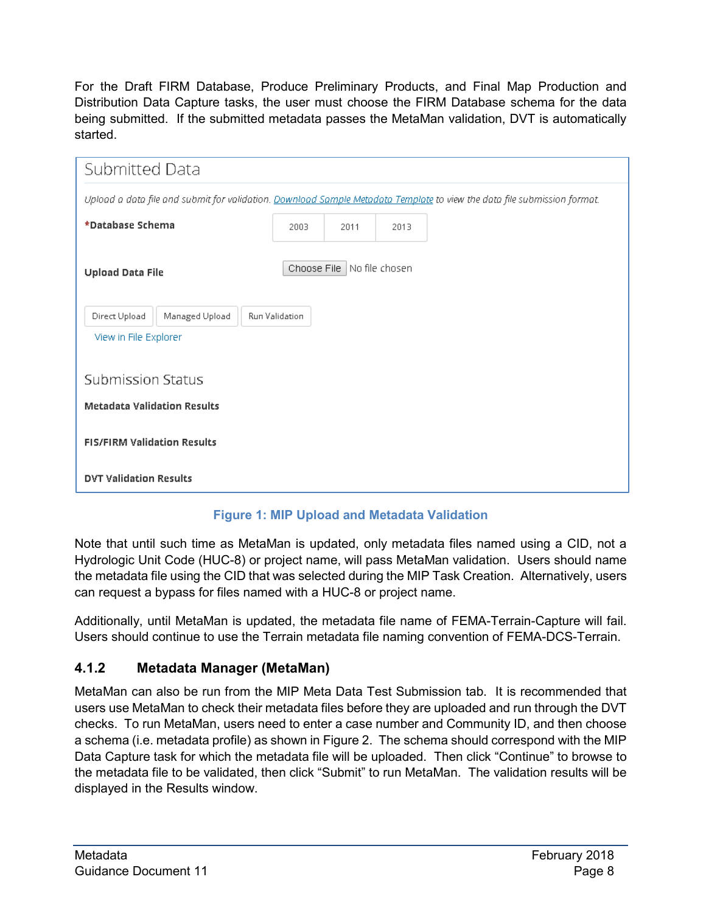For the Draft FIRM Database, Produce Preliminary Products, and Final Map Production and Distribution Data Capture tasks, the user must choose the FIRM Database schema for the data being submitted. If the submitted metadata passes the MetaMan validation, DVT is automatically started.

Submitted Data

*Upload a data file and submit for validation. Download Sample Metadata Template to view the data file submission format.*

*Database Schema 2003 2011 2013

Upload Data File Choose File No file chosen

Direct Upload Managed Upload Run Validation

View in File Explorer

Submission Status

Metadata Validation Results

FIS/FIRM Validation Results

DVT Validation Results

**Figure 1: MIP Upload and Metadata Validation**

Note that until such time as MetaMan is updated, only metadata files named using a CID, not a Hydrologic Unit Code (HUC-8) or project name, will pass MetaMan validation. Users should name the metadata file using the CID that was selected during the MIP Task Creation. Alternatively, users can request a bypass for files named with a HUC-8 or project name.

Additionally, until MetaMan is updated, the metadata file name of FEMA-Terrain-Capture will fail. Users should continue to use the Terrain metadata file naming convention of FEMA-DCS-Terrain.

### 4.1.2 Metadata Manager (MetaMan)

MetaMan can also be run from the MIP Meta Data Test Submission tab. It is recommended that users use MetaMan to check their metadata files before they are uploaded and run through the DVT checks. To run MetaMan, users need to enter a case number and Community ID, and then choose a schema (i.e. metadata profile) as shown in Figure 2. The schema should correspond with the MIP Data Capture task for which the metadata file will be uploaded. Then click “Continue” to browse to the metadata file to be validated, then click “Submit” to run MetaMan. The validation results will be displayed in the Results window.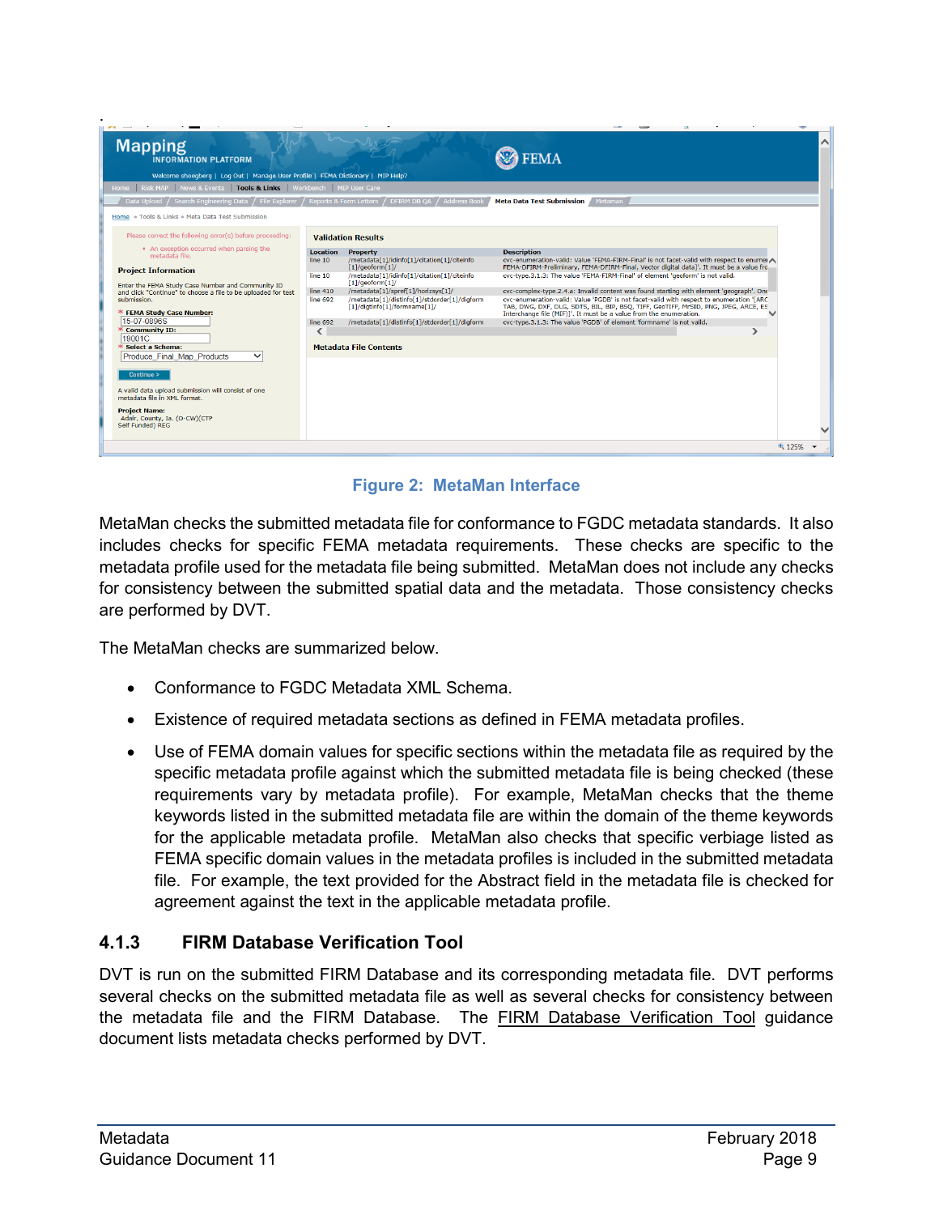Figure 2: MetaMan Interface

MetaMan checks the submitted metadata file for conformance to FGDC metadata standards. It also includes checks for specific FEMA metadata requirements. These checks are specific to the metadata profile used for the metadata file being submitted. MetaMan does not include any checks for consistency between the submitted spatial data and the metadata. Those consistency checks are performed by DVT.

The MetaMan checks are summarized below.

- Conformance to FGDC Metadata XML Schema.
- Existence of required metadata sections as defined in FEMA metadata profiles.
- Use of FEMA domain values for specific sections within the metadata file as required by the specific metadata profile against which the submitted metadata file is being checked (these requirements vary by metadata profile). For example, MetaMan checks that the theme keywords listed in the submitted metadata file are within the domain of the theme keywords for the applicable metadata profile. MetaMan also checks that specific verbiage listed as FEMA specific domain values in the metadata profiles is included in the submitted metadata file. For example, the text provided for the Abstract field in the metadata file is checked for agreement against the text in the applicable metadata profile.

### 4.1.3 FIRM Database Verification Tool

DVT is run on the submitted FIRM Database and its corresponding metadata file. DVT performs several checks on the submitted metadata file as well as several checks for consistency between the metadata file and the FIRM Database. The FIRM Database Verification Tool guidance document lists metadata checks performed by DVT.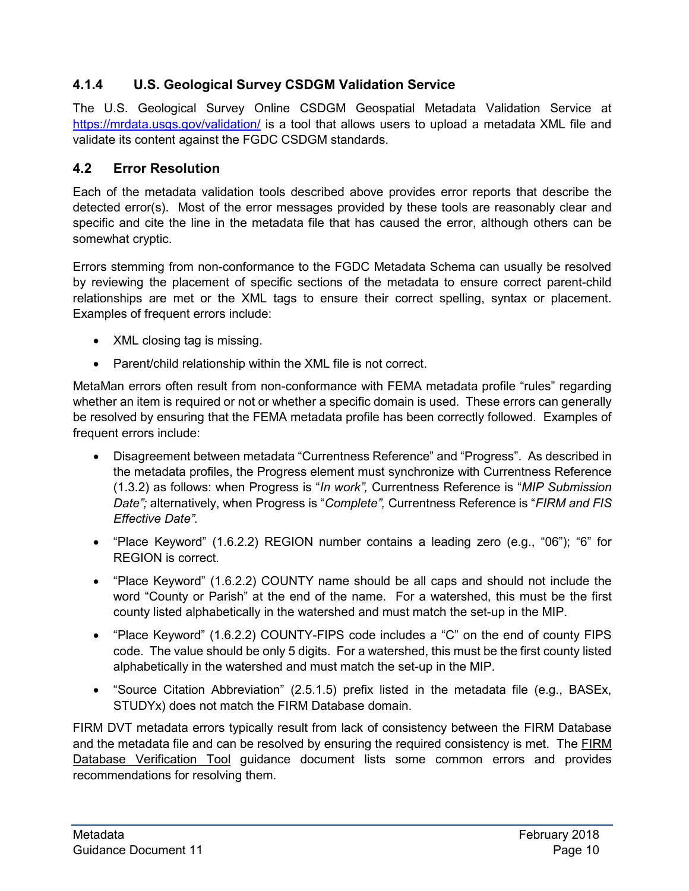### 4.1.4 U.S. Geological Survey CSDGM Validation Service

The U.S. Geological Survey Online CSDGM Geospatial Metadata Validation Service at https://mrdata.usgs.gov/validation/ is a tool that allows users to upload a metadata XML file and validate its content against the FGDC CSDGM standards.

## 4.2 Error Resolution

Each of the metadata validation tools described above provides error reports that describe the detected error(s). Most of the error messages provided by these tools are reasonably clear and specific and cite the line in the metadata file that has caused the error, although others can be somewhat cryptic.

Errors stemming from non-conformance to the FGDC Metadata Schema can usually be resolved by reviewing the placement of specific sections of the metadata to ensure correct parent-child relationships are met or the XML tags to ensure their correct spelling, syntax or placement. Examples of frequent errors include:

- XML closing tag is missing.
- Parent/child relationship within the XML file is not correct.

MetaMan errors often result from non-conformance with FEMA metadata profile "rules" regarding whether an item is required or not or whether a specific domain is used. These errors can generally be resolved by ensuring that the FEMA metadata profile has been correctly followed. Examples of frequent errors include:

- Disagreement between metadata "Currentness Reference" and "Progress". As described in the metadata profiles, the Progress element must synchronize with Currentness Reference (1.3.2) as follows: when Progress is "*In work",* Currentness Reference is "*MIP Submission Date";* alternatively, when Progress is "*Complete",* Currentness Reference is "*FIRM and FIS Effective Date".*
- "Place Keyword" (1.6.2.2) REGION number contains a leading zero (e.g., "06"); "6" for REGION is correct.
- "Place Keyword" (1.6.2.2) COUNTY name should be all caps and should not include the word "County or Parish" at the end of the name. For a watershed, this must be the first county listed alphabetically in the watershed and must match the set-up in the MIP.
- "Place Keyword" (1.6.2.2) COUNTY-FIPS code includes a "C" on the end of county FIPS code. The value should be only 5 digits. For a watershed, this must be the first county listed alphabetically in the watershed and must match the set-up in the MIP.
- "Source Citation Abbreviation" (2.5.1.5) prefix listed in the metadata file (e.g., BASEx, STUDYx) does not match the FIRM Database domain.

FIRM DVT metadata errors typically result from lack of consistency between the FIRM Database and the metadata file and can be resolved by ensuring the required consistency is met. The FIRM Database Verification Tool guidance document lists some common errors and provides recommendations for resolving them.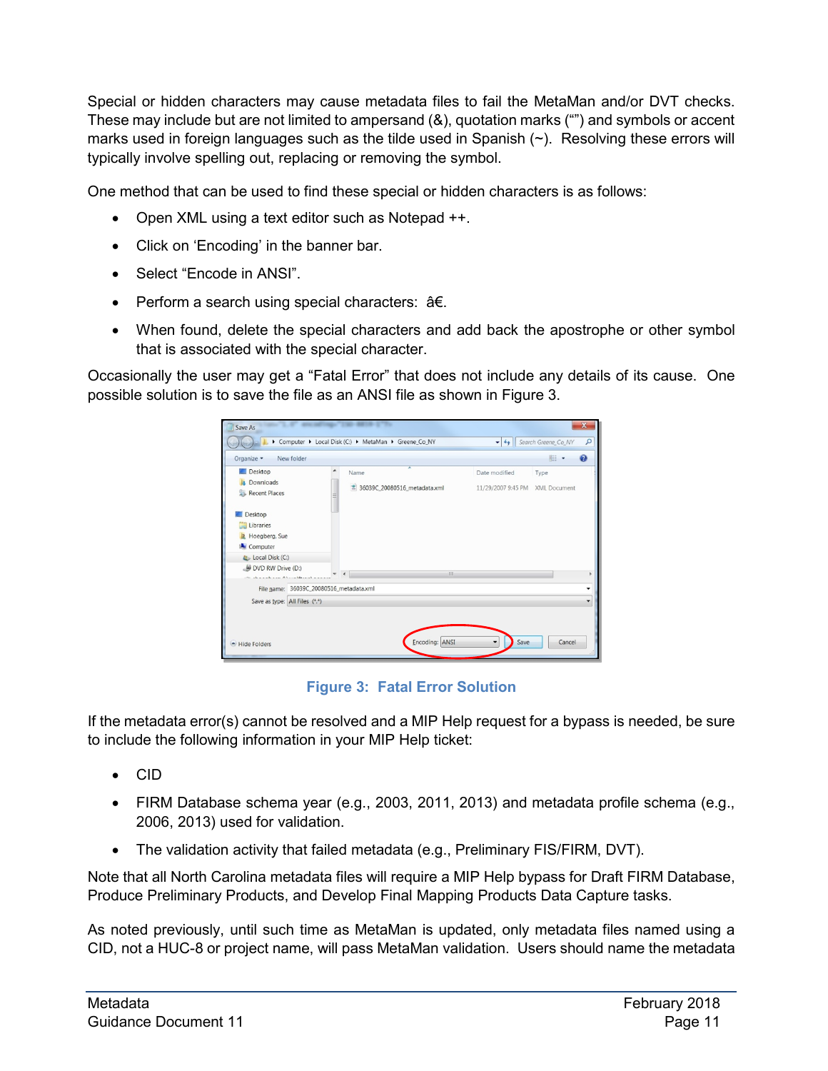Special or hidden characters may cause metadata files to fail the MetaMan and/or DVT checks. These may include but are not limited to ampersand (&), quotation marks (“”) and symbols or accent marks used in foreign languages such as the tilde used in Spanish (~). Resolving these errors will typically involve spelling out, replacing or removing the symbol.

One method that can be used to find these special or hidden characters is as follows:

- Open XML using a text editor such as Notepad ++.
- Click on ‘Encoding’ in the banner bar.
- Select “Encode in ANSI”.
- Perform a search using special characters: â€.
- When found, delete the special characters and add back the apostrophe or other symbol that is associated with the special character.

Occasionally the user may get a “Fatal Error” that does not include any details of its cause. One possible solution is to save the file as an ANSI file as shown in Figure 3.

**Figure 3: Fatal Error Solution**

If the metadata error(s) cannot be resolved and a MIP Help request for a bypass is needed, be sure to include the following information in your MIP Help ticket:

- CID
- FIRM Database schema year (e.g., 2003, 2011, 2013) and metadata profile schema (e.g., 2006, 2013) used for validation.
- The validation activity that failed metadata (e.g., Preliminary FIS/FIRM, DVT).

Note that all North Carolina metadata files will require a MIP Help bypass for Draft FIRM Database, Produce Preliminary Products, and Develop Final Mapping Products Data Capture tasks.

As noted previously, until such time as MetaMan is updated, only metadata files named using a CID, not a HUC-8 or project name, will pass MetaMan validation. Users should name the metadata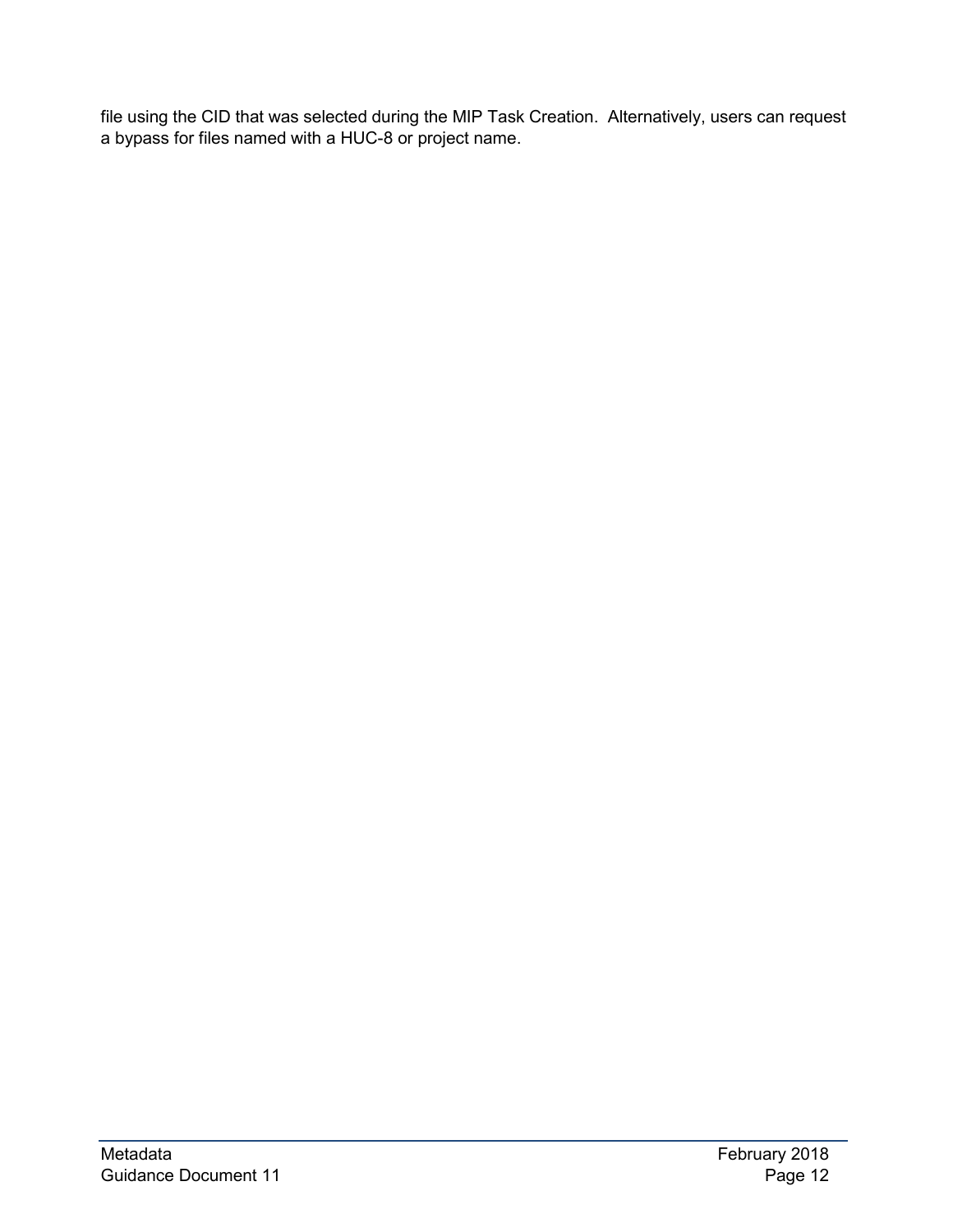file using the CID that was selected during the MIP Task Creation. Alternatively, users can request a bypass for files named with a HUC-8 or project name.